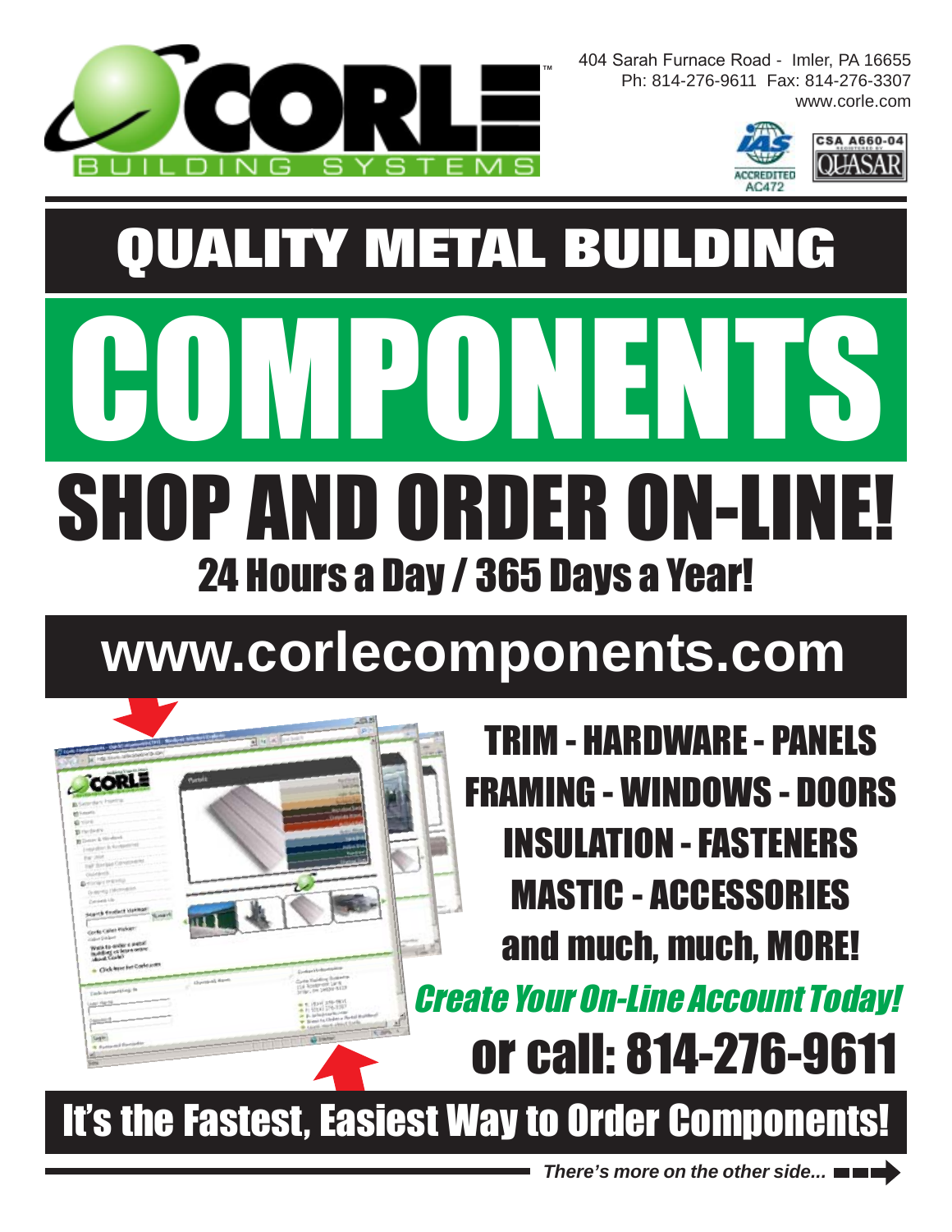CORLE™ BUILDING SYSTEMS

404 Sarah Furnace Road - Imler, PA 16655
Ph: 814-276-9611 Fax: 814-276-3307
www.corle.com

IAS ACCREDITED AC472

CSA A660-04 QUASAR

# QUALITY METAL BUILDING

# COMPONENTS

# SHOP AND ORDER ON-LINE!

## 24 Hours a Day / 365 Days a Year!

## www.corlecomponents.com

**TRIM - HARDWARE - PANELS**
**FRAMING - WINDOWS - DOORS**
**INSULATION - FASTENERS**
**MASTIC - ACCESSORIES**
**and much, much, MORE!**

***Create Your On-Line Account Today!***

## or call: 814-276-9611

## It's the Fastest, Easiest Way to Order Components!

***There's more on the other side...***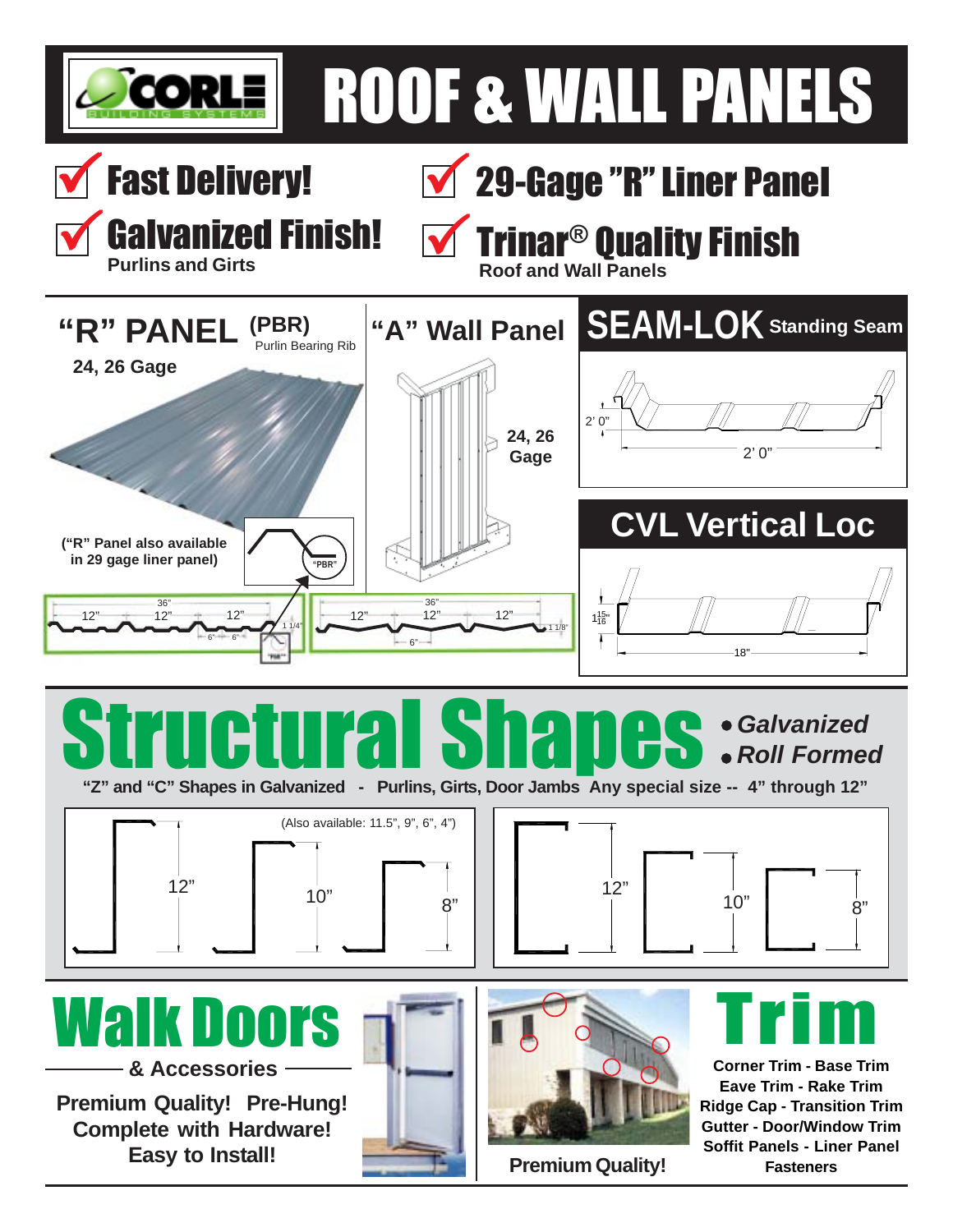# ROOF & WALL PANELS

- Fast Delivery!
- Galvanized Finish! Purlins and Girts
- 29-Gage "R" Liner Panel
- Trinar® Quality Finish Roof and Wall Panels

## "R" PANEL (PBR) Purlin Bearing Rib

24, 26 Gage

("R" Panel also available in 29 gage liner panel)

"PBR"

36"
12" 12" 12"
6" 6"
1 1/4"

## "A" Wall Panel

24, 26 Gage

36"
12" 12" 12"
6"
1 1/8"

## SEAM-LOK Standing Seam

2' 0"
2' 0"

## CVL Vertical Loc

$1\frac{15}{16}$"
18"

# Structural Shapes

- *Galvanized*
- *Roll Formed*

**"Z" and "C" Shapes in Galvanized - Purlins, Girts, Door Jambs Any special size -- 4" through 12"**

(Also available: 11.5", 9", 6", 4")

12" 10" 8"

12" 10" 8"

# Walk Doors

**& Accessories**

**Premium Quality! Pre-Hung!**
**Complete with Hardware!**
**Easy to Install!**

**Premium Quality!**

# Trim

**Corner Trim - Base Trim**
**Eave Trim - Rake Trim**
**Ridge Cap - Transition Trim**
**Gutter - Door/Window Trim**
**Soffit Panels - Liner Panel**
**Fasteners**